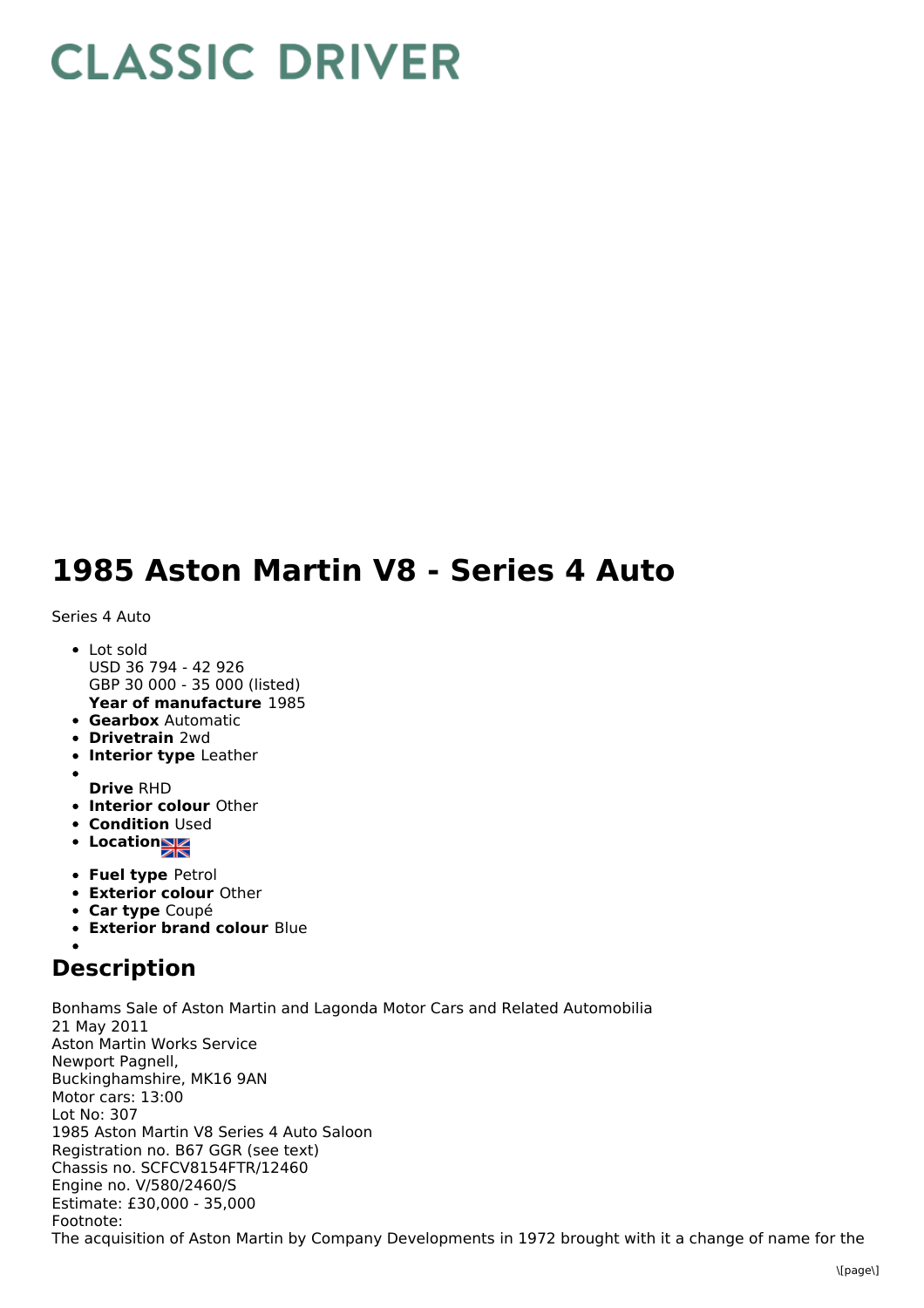# CLASSIC DRIVER

# 1985 Aston Martin V8 - Series 4 Auto

Series 4 Auto

- Lot sold
  USD 36 794 - 42 926
  GBP 30 000 - 35 000 (listed)
  **Year of manufacture** 1985
- **Gearbox** Automatic
- **Drivetrain** 2wd
- **Interior type** Leather
- **Drive** RHD
- **Interior colour** Other
- **Condition** Used
- **Location**
- **Fuel type** Petrol
- **Exterior colour** Other
- **Car type** Coupé
- **Exterior brand colour** Blue

## Description

Bonhams Sale of Aston Martin and Lagonda Motor Cars and Related Automobilia
21 May 2011
Aston Martin Works Service
Newport Pagnell,
Buckinghamshire, MK16 9AN
Motor cars: 13:00
Lot No: 307
1985 Aston Martin V8 Series 4 Auto Saloon
Registration no. B67 GGR (see text)
Chassis no. SCFCV8154FTR/12460
Engine no. V/580/2460/S
Estimate: £30,000 - 35,000
Footnote:
The acquisition of Aston Martin by Company Developments in 1972 brought with it a change of name for the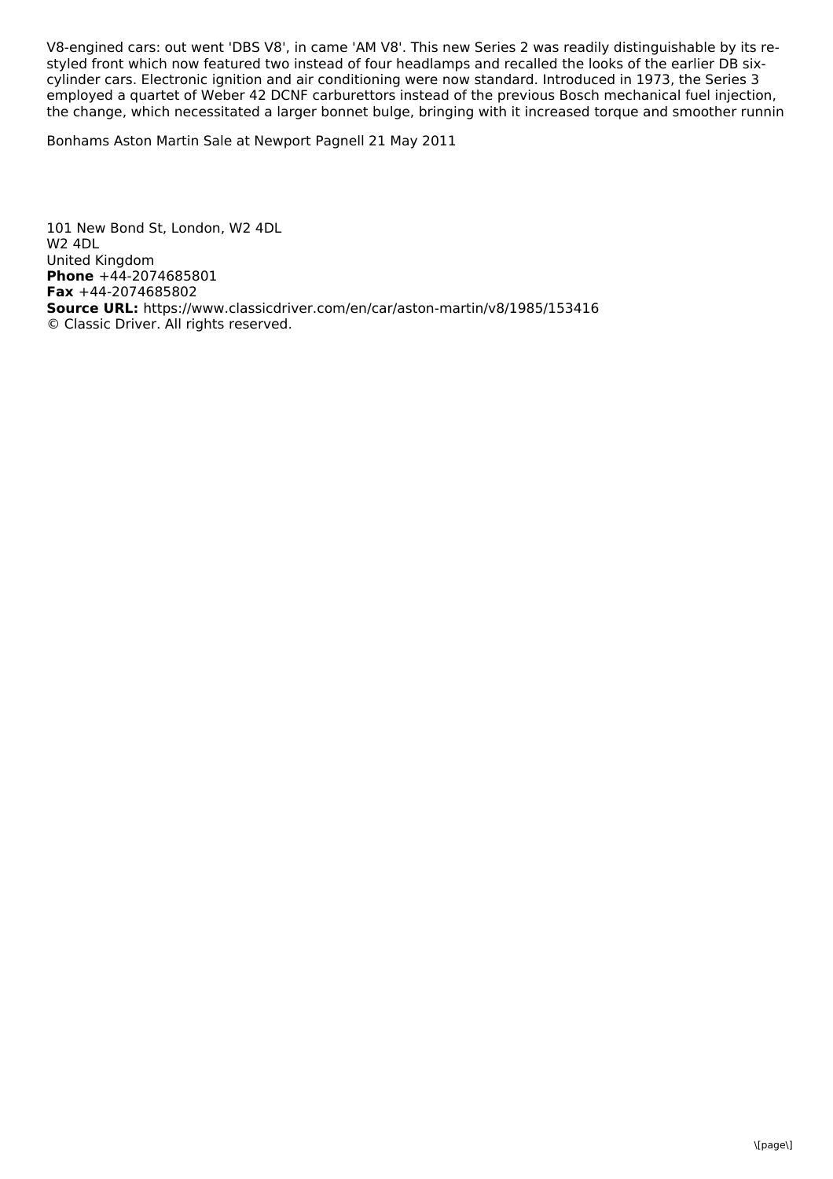V8-engined cars: out went 'DBS V8', in came 'AM V8'. This new Series 2 was readily distinguishable by its re-styled front which now featured two instead of four headlamps and recalled the looks of the earlier DB six-cylinder cars. Electronic ignition and air conditioning were now standard. Introduced in 1973, the Series 3 employed a quartet of Weber 42 DCNF carburettors instead of the previous Bosch mechanical fuel injection, the change, which necessitated a larger bonnet bulge, bringing with it increased torque and smoother runnin

Bonhams Aston Martin Sale at Newport Pagnell 21 May 2011

101 New Bond St, London, W2 4DL
W2 4DL
United Kingdom
**Phone** +44-2074685801
**Fax** +44-2074685802
**Source URL:** https://www.classicdriver.com/en/car/aston-martin/v8/1985/153416
© Classic Driver. All rights reserved.